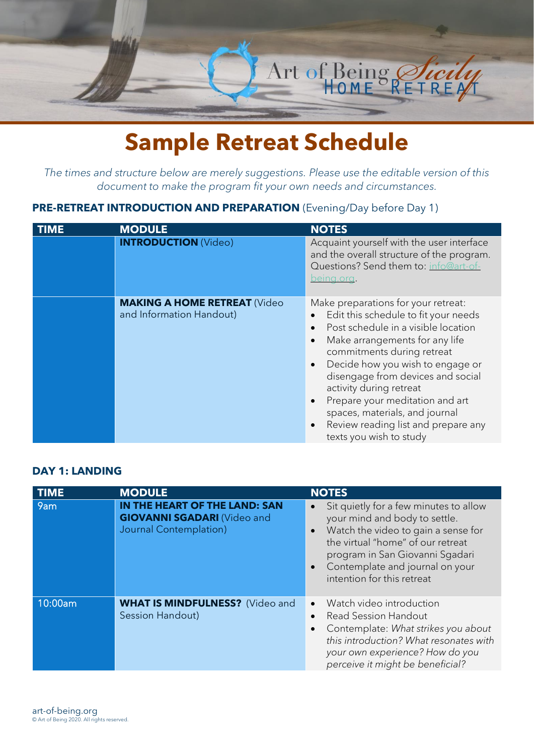# Sample Retreat Schedule

*The times and structure below are merely suggestions. Please use the editable version of this document to make the program fit your own needs and circumstances.*

### PRE-RETREAT INTRODUCTION AND PREPARATION (Evening/Day before Day 1)

| TIME | MODULE | NOTES |
|---|---|---|
| | **INTRODUCTION** (Video) | Acquaint yourself with the user interface and the overall structure of the program. Questions? Send them to: info@art-of-being.org. |
| | **MAKING A HOME RETREAT** (Video and Information Handout) | Make preparations for your retreat:<br>• Edit this schedule to fit your needs<br>• Post schedule in a visible location<br>• Make arrangements for any life commitments during retreat<br>• Decide how you wish to engage or disengage from devices and social activity during retreat<br>• Prepare your meditation and art spaces, materials, and journal<br>• Review reading list and prepare any texts you wish to study |

### DAY 1: LANDING

| TIME | MODULE | NOTES |
|---|---|---|
| 9am | **IN THE HEART OF THE LAND: SAN GIOVANNI SGADARI** (Video and Journal Contemplation) | • Sit quietly for a few minutes to allow your mind and body to settle.<br>• Watch the video to gain a sense for the virtual "home" of our retreat program in San Giovanni Sgadari<br>• Contemplate and journal on your intention for this retreat |
| 10:00am | **WHAT IS MINDFULNESS?** (Video and Session Handout) | • Watch video introduction<br>• Read Session Handout<br>• Contemplate: *What strikes you about this introduction? What resonates with your own experience? How do you perceive it might be beneficial?* |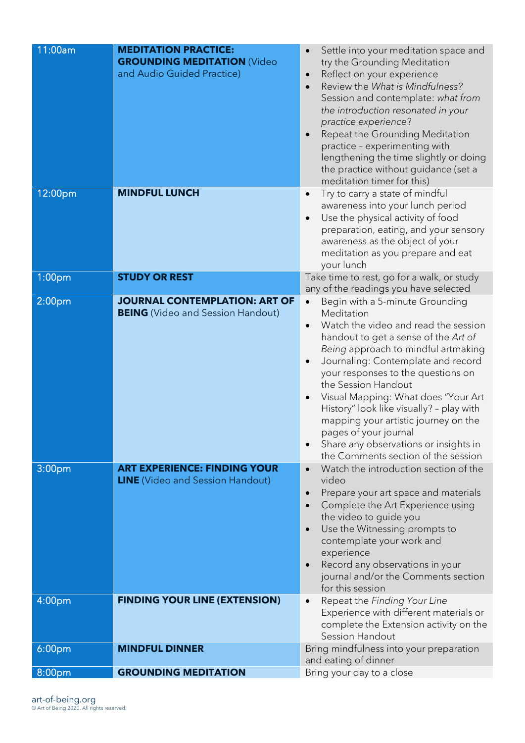| | | |
|---|---|---|
| 11:00am | **MEDITATION PRACTICE: GROUNDING MEDITATION** (Video and Audio Guided Practice) | • Settle into your meditation space and try the Grounding Meditation<br>• Reflect on your experience<br>• Review the *What is Mindfulness?* Session and contemplate: *what from the introduction resonated in your practice experience*?<br>• Repeat the Grounding Meditation practice – experimenting with lengthening the time slightly or doing the practice without guidance (set a meditation timer for this) |
| 12:00pm | **MINDFUL LUNCH** | • Try to carry a state of mindful awareness into your lunch period<br>• Use the physical activity of food preparation, eating, and your sensory awareness as the object of your meditation as you prepare and eat your lunch |
| 1:00pm | **STUDY OR REST** | Take time to rest, go for a walk, or study any of the readings you have selected |
| 2:00pm | **JOURNAL CONTEMPLATION: ART OF BEING** (Video and Session Handout) | • Begin with a 5-minute Grounding Meditation<br>• Watch the video and read the session handout to get a sense of the *Art of Being* approach to mindful artmaking<br>• Journaling: Contemplate and record your responses to the questions on the Session Handout<br>• Visual Mapping: What does "Your Art History" look like visually? – play with mapping your artistic journey on the pages of your journal<br>• Share any observations or insights in the Comments section of the session |
| 3:00pm | **ART EXPERIENCE: FINDING YOUR LINE** (Video and Session Handout) | • Watch the introduction section of the video<br>• Prepare your art space and materials<br>• Complete the Art Experience using the video to guide you<br>• Use the Witnessing prompts to contemplate your work and experience<br>• Record any observations in your journal and/or the Comments section for this session |
| 4:00pm | **FINDING YOUR LINE (EXTENSION)** | • Repeat the *Finding Your Line* Experience with different materials or complete the Extension activity on the Session Handout |
| 6:00pm | **MINDFUL DINNER** | Bring mindfulness into your preparation and eating of dinner |
| 8:00pm | **GROUNDING MEDITATION** | Bring your day to a close |

art-of-being.org
© Art of Being 2020. All rights reserved.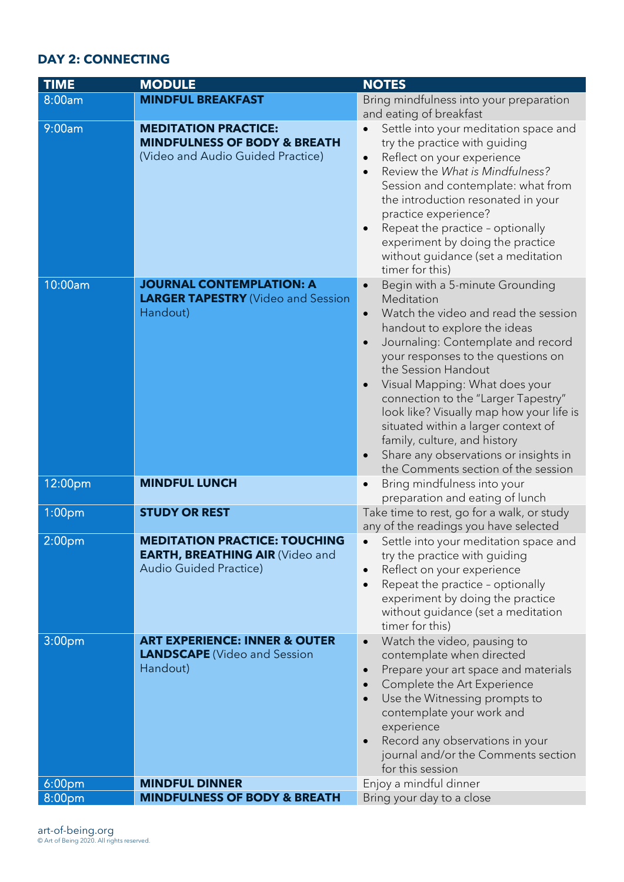## DAY 2: CONNECTING

| TIME | MODULE | NOTES |
|---|---|---|
| 8:00am | **MINDFUL BREAKFAST** | Bring mindfulness into your preparation and eating of breakfast |
| 9:00am | **MEDITATION PRACTICE: MINDFULNESS OF BODY & BREATH** (Video and Audio Guided Practice) | • Settle into your meditation space and try the practice with guiding<br>• Reflect on your experience<br>• Review the *What is Mindfulness?* Session and contemplate: what from the introduction resonated in your practice experience?<br>• Repeat the practice – optionally experiment by doing the practice without guidance (set a meditation timer for this) |
| 10:00am | **JOURNAL CONTEMPLATION: A LARGER TAPESTRY** (Video and Session Handout) | • Begin with a 5-minute Grounding Meditation<br>• Watch the video and read the session handout to explore the ideas<br>• Journaling: Contemplate and record your responses to the questions on the Session Handout<br>• Visual Mapping: What does your connection to the "Larger Tapestry" look like? Visually map how your life is situated within a larger context of family, culture, and history<br>• Share any observations or insights in the Comments section of the session |
| 12:00pm | **MINDFUL LUNCH** | • Bring mindfulness into your preparation and eating of lunch |
| 1:00pm | **STUDY OR REST** | Take time to rest, go for a walk, or study any of the readings you have selected |
| 2:00pm | **MEDITATION PRACTICE: TOUCHING EARTH, BREATHING AIR** (Video and Audio Guided Practice) | • Settle into your meditation space and try the practice with guiding<br>• Reflect on your experience<br>• Repeat the practice – optionally experiment by doing the practice without guidance (set a meditation timer for this) |
| 3:00pm | **ART EXPERIENCE: INNER & OUTER LANDSCAPE** (Video and Session Handout) | • Watch the video, pausing to contemplate when directed<br>• Prepare your art space and materials<br>• Complete the Art Experience<br>• Use the Witnessing prompts to contemplate your work and experience<br>• Record any observations in your journal and/or the Comments section for this session |
| 6:00pm | **MINDFUL DINNER** | Enjoy a mindful dinner |
| 8:00pm | **MINDFULNESS OF BODY & BREATH** | Bring your day to a close |

art-of-being.org
© Art of Being 2020. All rights reserved.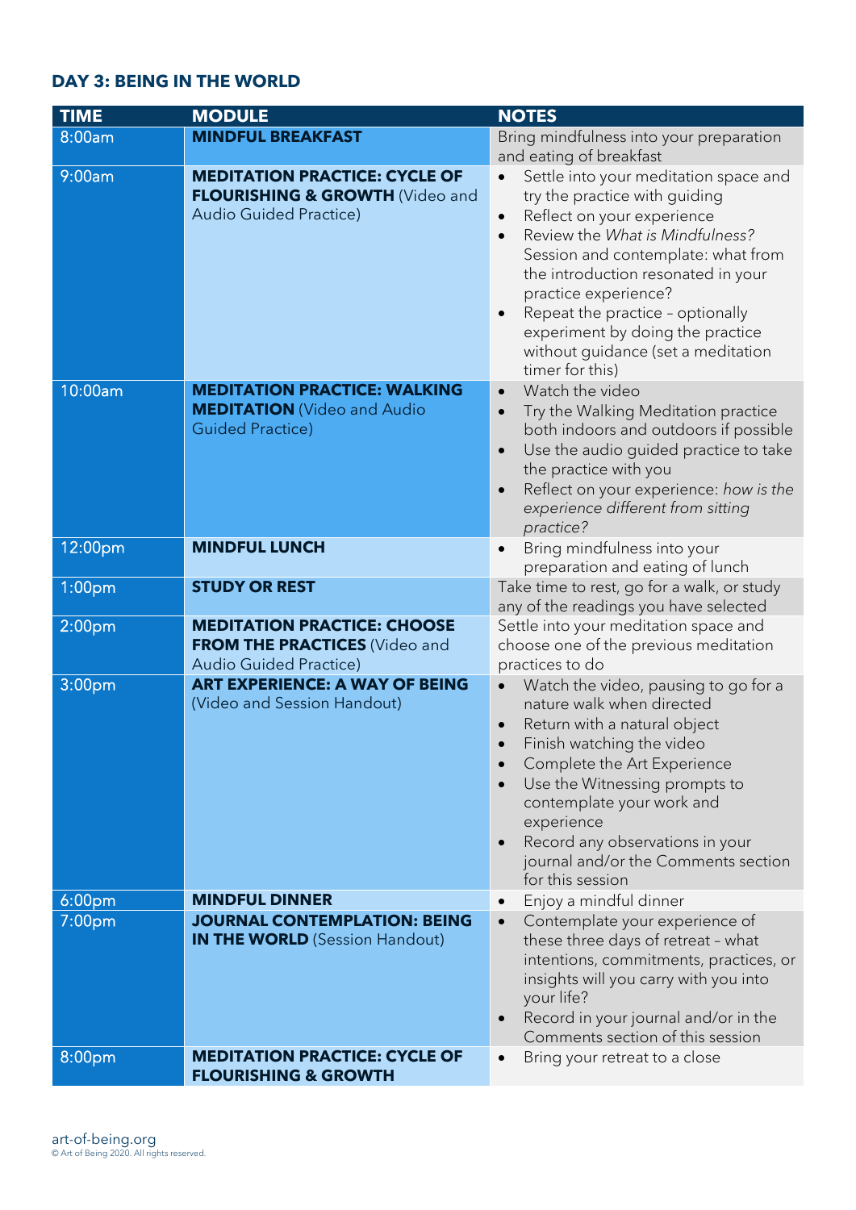## DAY 3: BEING IN THE WORLD

| TIME | MODULE | NOTES |
|---|---|---|
| 8:00am | **MINDFUL BREAKFAST** | Bring mindfulness into your preparation and eating of breakfast |
| 9:00am | **MEDITATION PRACTICE: CYCLE OF FLOURISHING & GROWTH** (Video and Audio Guided Practice) | • Settle into your meditation space and try the practice with guiding<br>• Reflect on your experience<br>• Review the *What is Mindfulness?* Session and contemplate: what from the introduction resonated in your practice experience?<br>• Repeat the practice – optionally experiment by doing the practice without guidance (set a meditation timer for this) |
| 10:00am | **MEDITATION PRACTICE: WALKING MEDITATION** (Video and Audio Guided Practice) | • Watch the video<br>• Try the Walking Meditation practice both indoors and outdoors if possible<br>• Use the audio guided practice to take the practice with you<br>• Reflect on your experience: *how is the experience different from sitting practice?* |
| 12:00pm | **MINDFUL LUNCH** | • Bring mindfulness into your preparation and eating of lunch |
| 1:00pm | **STUDY OR REST** | Take time to rest, go for a walk, or study any of the readings you have selected |
| 2:00pm | **MEDITATION PRACTICE: CHOOSE FROM THE PRACTICES** (Video and Audio Guided Practice) | Settle into your meditation space and choose one of the previous meditation practices to do |
| 3:00pm | **ART EXPERIENCE: A WAY OF BEING** (Video and Session Handout) | • Watch the video, pausing to go for a nature walk when directed<br>• Return with a natural object<br>• Finish watching the video<br>• Complete the Art Experience<br>• Use the Witnessing prompts to contemplate your work and experience<br>• Record any observations in your journal and/or the Comments section for this session |
| 6:00pm | **MINDFUL DINNER** | • Enjoy a mindful dinner |
| 7:00pm | **JOURNAL CONTEMPLATION: BEING IN THE WORLD** (Session Handout) | • Contemplate your experience of these three days of retreat – what intentions, commitments, practices, or insights will you carry with you into your life?<br>• Record in your journal and/or in the Comments section of this session |
| 8:00pm | **MEDITATION PRACTICE: CYCLE OF FLOURISHING & GROWTH** | • Bring your retreat to a close |

art-of-being.org
© Art of Being 2020. All rights reserved.